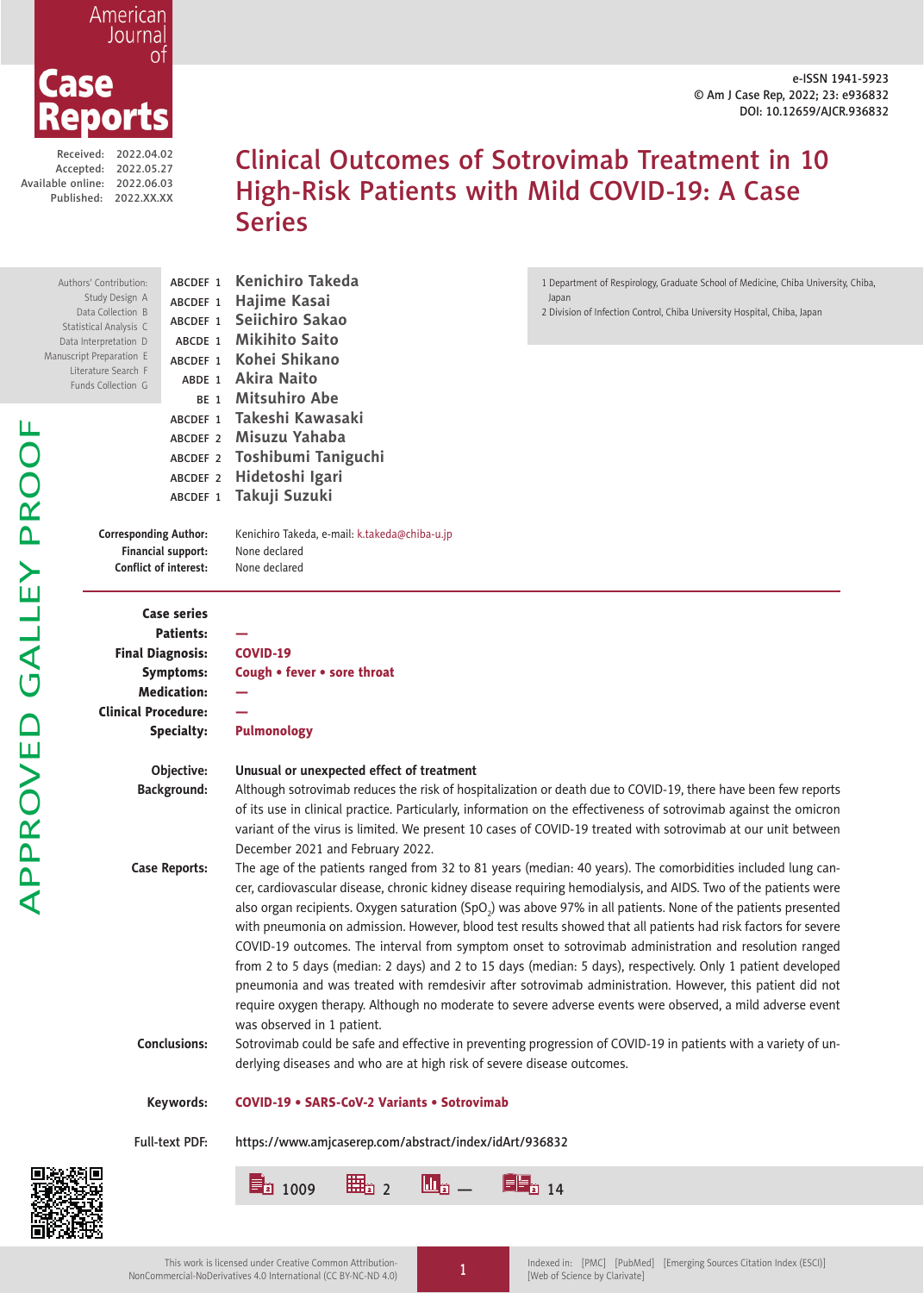# Clinical Outcomes of Sotrovimab Treatment in 10 High-Risk Patients with Mild COVID-19: A Case Series

Received: 2022.04.02
Accepted: 2022.05.27
Available online: 2022.06.03
Published: 2022.XX.XX

e-ISSN 1941-5923
© Am J Case Rep, 2022; 23: e936832
DOI: 10.12659/AJCR.936832

Authors' Contribution:
Study Design A
Data Collection B
Statistical Analysis C
Data Interpretation D
Manuscript Preparation E
Literature Search F
Funds Collection G

| | |
|---|---|
| ABCDEF 1 | **Kenichiro Takeda** |
| ABCDEF 1 | **Hajime Kasai** |
| ABCDEF 1 | **Seiichiro Sakao** |
| ABCDE 1 | **Mikihito Saito** |
| ABCDEF 1 | **Kohei Shikano** |
| ABDE 1 | **Akira Naito** |
| BE 1 | **Mitsuhiro Abe** |
| ABCDEF 1 | **Takeshi Kawasaki** |
| ABCDEF 2 | **Misuzu Yahaba** |
| ABCDEF 2 | **Toshibumi Taniguchi** |
| ABCDEF 2 | **Hidetoshi Igari** |
| ABCDEF 1 | **Takuji Suzuki** |

1 Department of Respirology, Graduate School of Medicine, Chiba University, Chiba, Japan
2 Division of Infection Control, Chiba University Hospital, Chiba, Japan

**Corresponding Author:** Kenichiro Takeda, e-mail: k.takeda@chiba-u.jp
**Financial support:** None declared
**Conflict of interest:** None declared

**Case series**
**Patients:** —
**Final Diagnosis:** COVID-19
**Symptoms:** Cough • fever • sore throat
**Medication:** —
**Clinical Procedure:** —
**Specialty:** Pulmonology

**Objective:** Unusual or unexpected effect of treatment

**Background:** Although sotrovimab reduces the risk of hospitalization or death due to COVID-19, there have been few reports of its use in clinical practice. Particularly, information on the effectiveness of sotrovimab against the omicron variant of the virus is limited. We present 10 cases of COVID-19 treated with sotrovimab at our unit between December 2021 and February 2022.

**Case Reports:** The age of the patients ranged from 32 to 81 years (median: 40 years). The comorbidities included lung cancer, cardiovascular disease, chronic kidney disease requiring hemodialysis, and AIDS. Two of the patients were also organ recipients. Oxygen saturation ($SpO_2$) was above 97% in all patients. None of the patients presented with pneumonia on admission. However, blood test results showed that all patients had risk factors for severe COVID-19 outcomes. The interval from symptom onset to sotrovimab administration and resolution ranged from 2 to 5 days (median: 2 days) and 2 to 15 days (median: 5 days), respectively. Only 1 patient developed pneumonia and was treated with remdesivir after sotrovimab administration. However, this patient did not require oxygen therapy. Although no moderate to severe adverse events were observed, a mild adverse event was observed in 1 patient.

**Conclusions:** Sotrovimab could be safe and effective in preventing progression of COVID-19 in patients with a variety of underlying diseases and who are at high risk of severe disease outcomes.

**Keywords:** COVID-19 • SARS-CoV-2 Variants • Sotrovimab

**Full-text PDF:** https://www.amjcaserep.com/abstract/index/idArt/936832

1009 | 2 | — | 14

This work is licensed under Creative Common Attribution-NonCommercial-NoDerivatives 4.0 International (CC BY-NC-ND 4.0)

Indexed in: [PMC] [PubMed] [Emerging Sources Citation Index (ESCI)] [Web of Science by Clarivate]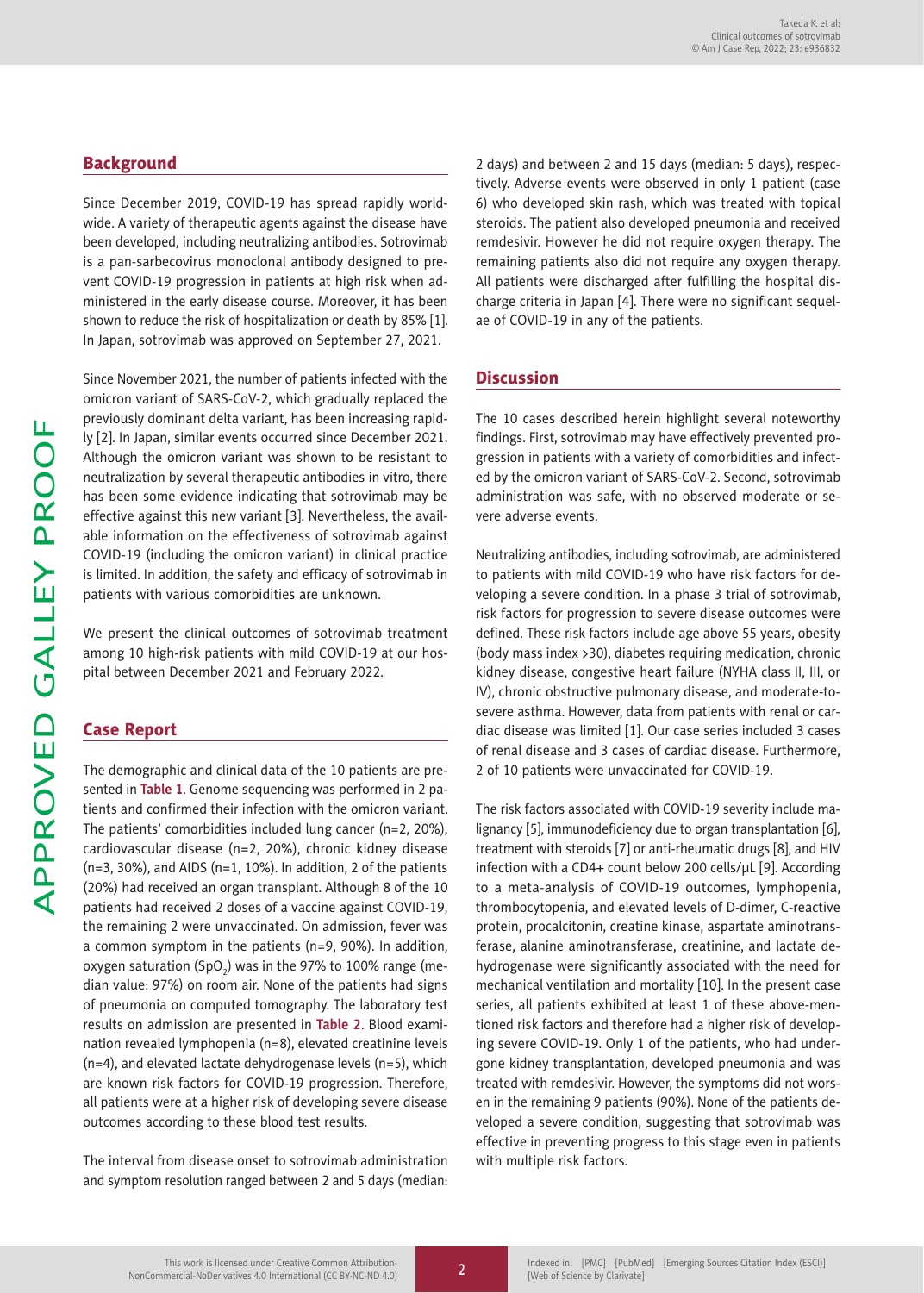## Background

Since December 2019, COVID-19 has spread rapidly worldwide. A variety of therapeutic agents against the disease have been developed, including neutralizing antibodies. Sotrovimab is a pan-sarbecovirus monoclonal antibody designed to prevent COVID-19 progression in patients at high risk when administered in the early disease course. Moreover, it has been shown to reduce the risk of hospitalization or death by 85% [1]. In Japan, sotrovimab was approved on September 27, 2021.

Since November 2021, the number of patients infected with the omicron variant of SARS-CoV-2, which gradually replaced the previously dominant delta variant, has been increasing rapidly [2]. In Japan, similar events occurred since December 2021. Although the omicron variant was shown to be resistant to neutralization by several therapeutic antibodies in vitro, there has been some evidence indicating that sotrovimab may be effective against this new variant [3]. Nevertheless, the available information on the effectiveness of sotrovimab against COVID-19 (including the omicron variant) in clinical practice is limited. In addition, the safety and efficacy of sotrovimab in patients with various comorbidities are unknown.

We present the clinical outcomes of sotrovimab treatment among 10 high-risk patients with mild COVID-19 at our hospital between December 2021 and February 2022.

## Case Report

The demographic and clinical data of the 10 patients are presented in **Table 1**. Genome sequencing was performed in 2 patients and confirmed their infection with the omicron variant. The patients' comorbidities included lung cancer (n=2, 20%), cardiovascular disease (n=2, 20%), chronic kidney disease (n=3, 30%), and AIDS (n=1, 10%). In addition, 2 of the patients (20%) had received an organ transplant. Although 8 of the 10 patients had received 2 doses of a vaccine against COVID-19, the remaining 2 were unvaccinated. On admission, fever was a common symptom in the patients (n=9, 90%). In addition, oxygen saturation ($SpO_2$) was in the 97% to 100% range (median value: 97%) on room air. None of the patients had signs of pneumonia on computed tomography. The laboratory test results on admission are presented in **Table 2**. Blood examination revealed lymphopenia (n=8), elevated creatinine levels (n=4), and elevated lactate dehydrogenase levels (n=5), which are known risk factors for COVID-19 progression. Therefore, all patients were at a higher risk of developing severe disease outcomes according to these blood test results.

The interval from disease onset to sotrovimab administration and symptom resolution ranged between 2 and 5 days (median: 2 days) and between 2 and 15 days (median: 5 days), respectively. Adverse events were observed in only 1 patient (case 6) who developed skin rash, which was treated with topical steroids. The patient also developed pneumonia and received remdesivir. However he did not require oxygen therapy. The remaining patients also did not require any oxygen therapy. All patients were discharged after fulfilling the hospital discharge criteria in Japan [4]. There were no significant sequelae of COVID-19 in any of the patients.

## Discussion

The 10 cases described herein highlight several noteworthy findings. First, sotrovimab may have effectively prevented progression in patients with a variety of comorbidities and infected by the omicron variant of SARS-CoV-2. Second, sotrovimab administration was safe, with no observed moderate or severe adverse events.

Neutralizing antibodies, including sotrovimab, are administered to patients with mild COVID-19 who have risk factors for developing a severe condition. In a phase 3 trial of sotrovimab, risk factors for progression to severe disease outcomes were defined. These risk factors include age above 55 years, obesity (body mass index >30), diabetes requiring medication, chronic kidney disease, congestive heart failure (NYHA class II, III, or IV), chronic obstructive pulmonary disease, and moderate-to-severe asthma. However, data from patients with renal or cardiac disease was limited [1]. Our case series included 3 cases of renal disease and 3 cases of cardiac disease. Furthermore, 2 of 10 patients were unvaccinated for COVID-19.

The risk factors associated with COVID-19 severity include malignancy [5], immunodeficiency due to organ transplantation [6], treatment with steroids [7] or anti-rheumatic drugs [8], and HIV infection with a CD4+ count below 200 cells/μL [9]. According to a meta-analysis of COVID-19 outcomes, lymphopenia, thrombocytopenia, and elevated levels of D-dimer, C-reactive protein, procalcitonin, creatine kinase, aspartate aminotransferase, alanine aminotransferase, creatinine, and lactate dehydrogenase were significantly associated with the need for mechanical ventilation and mortality [10]. In the present case series, all patients exhibited at least 1 of these above-mentioned risk factors and therefore had a higher risk of developing severe COVID-19. Only 1 of the patients, who had undergone kidney transplantation, developed pneumonia and was treated with remdesivir. However, the symptoms did not worsen in the remaining 9 patients (90%). None of the patients developed a severe condition, suggesting that sotrovimab was effective in preventing progress to this stage even in patients with multiple risk factors.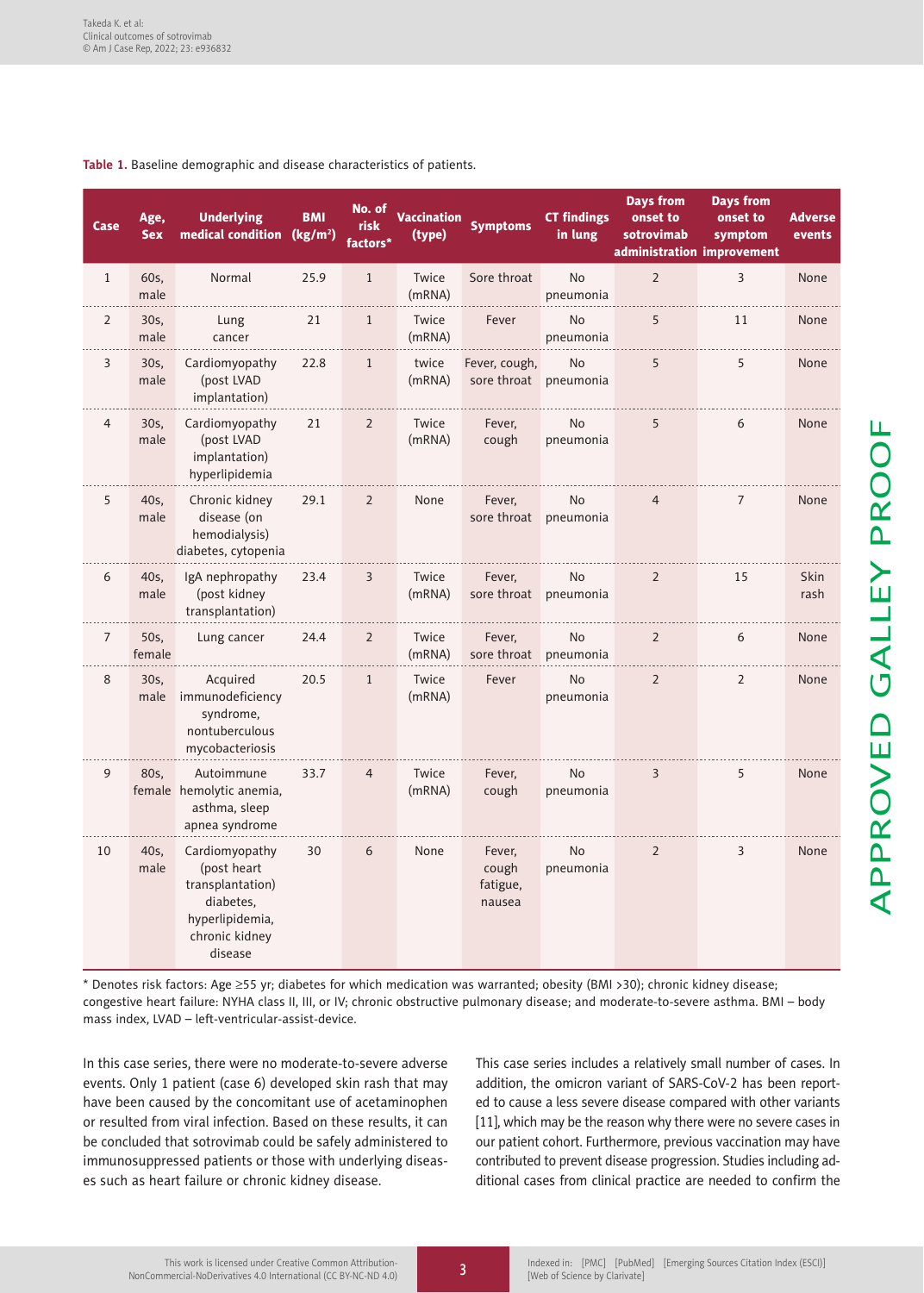**Table 1.** Baseline demographic and disease characteristics of patients.

| Case | Age, Sex | Underlying medical condition | BMI (kg/m²) | No. of risk factors* | Vaccination (type) | Symptoms | CT findings in lung | Days from onset to sotrovimab administration | Days from onset to symptom improvement | Adverse events |
|---|---|---|---|---|---|---|---|---|---|---|
| 1 | 60s, male | Normal | 25.9 | 1 | Twice (mRNA) | Sore throat | No pneumonia | 2 | 3 | None |
| 2 | 30s, male | Lung cancer | 21 | 1 | Twice (mRNA) | Fever | No pneumonia | 5 | 11 | None |
| 3 | 30s, male | Cardiomyopathy (post LVAD implantation) | 22.8 | 1 | twice (mRNA) | Fever, cough, sore throat | No pneumonia | 5 | 5 | None |
| 4 | 30s, male | Cardiomyopathy (post LVAD implantation) hyperlipidemia | 21 | 2 | Twice (mRNA) | Fever, cough | No pneumonia | 5 | 6 | None |
| 5 | 40s, male | Chronic kidney disease (on hemodialysis) diabetes, cytopenia | 29.1 | 2 | None | Fever, sore throat | No pneumonia | 4 | 7 | None |
| 6 | 40s, male | IgA nephropathy (post kidney transplantation) | 23.4 | 3 | Twice (mRNA) | Fever, sore throat | No pneumonia | 2 | 15 | Skin rash |
| 7 | 50s, female | Lung cancer | 24.4 | 2 | Twice (mRNA) | Fever, sore throat | No pneumonia | 2 | 6 | None |
| 8 | 30s, male | Acquired immunodeficiency syndrome, nontuberculous mycobacteriosis | 20.5 | 1 | Twice (mRNA) | Fever | No pneumonia | 2 | 2 | None |
| 9 | 80s, female | Autoimmune hemolytic anemia, asthma, sleep apnea syndrome | 33.7 | 4 | Twice (mRNA) | Fever, cough | No pneumonia | 3 | 5 | None |
| 10 | 40s, male | Cardiomyopathy (post heart transplantation) diabetes, hyperlipidemia, chronic kidney disease | 30 | 6 | None | Fever, cough fatigue, nausea | No pneumonia | 2 | 3 | None |

* Denotes risk factors: Age ≥55 yr; diabetes for which medication was warranted; obesity (BMI >30); chronic kidney disease; congestive heart failure: NYHA class II, III, or IV; chronic obstructive pulmonary disease; and moderate-to-severe asthma. BMI – body mass index, LVAD – left-ventricular-assist-device.

In this case series, there were no moderate-to-severe adverse events. Only 1 patient (case 6) developed skin rash that may have been caused by the concomitant use of acetaminophen or resulted from viral infection. Based on these results, it can be concluded that sotrovimab could be safely administered to immunosuppressed patients or those with underlying diseases such as heart failure or chronic kidney disease.

This case series includes a relatively small number of cases. In addition, the omicron variant of SARS-CoV-2 has been reported to cause a less severe disease compared with other variants [11], which may be the reason why there were no severe cases in our patient cohort. Furthermore, previous vaccination may have contributed to prevent disease progression. Studies including additional cases from clinical practice are needed to confirm the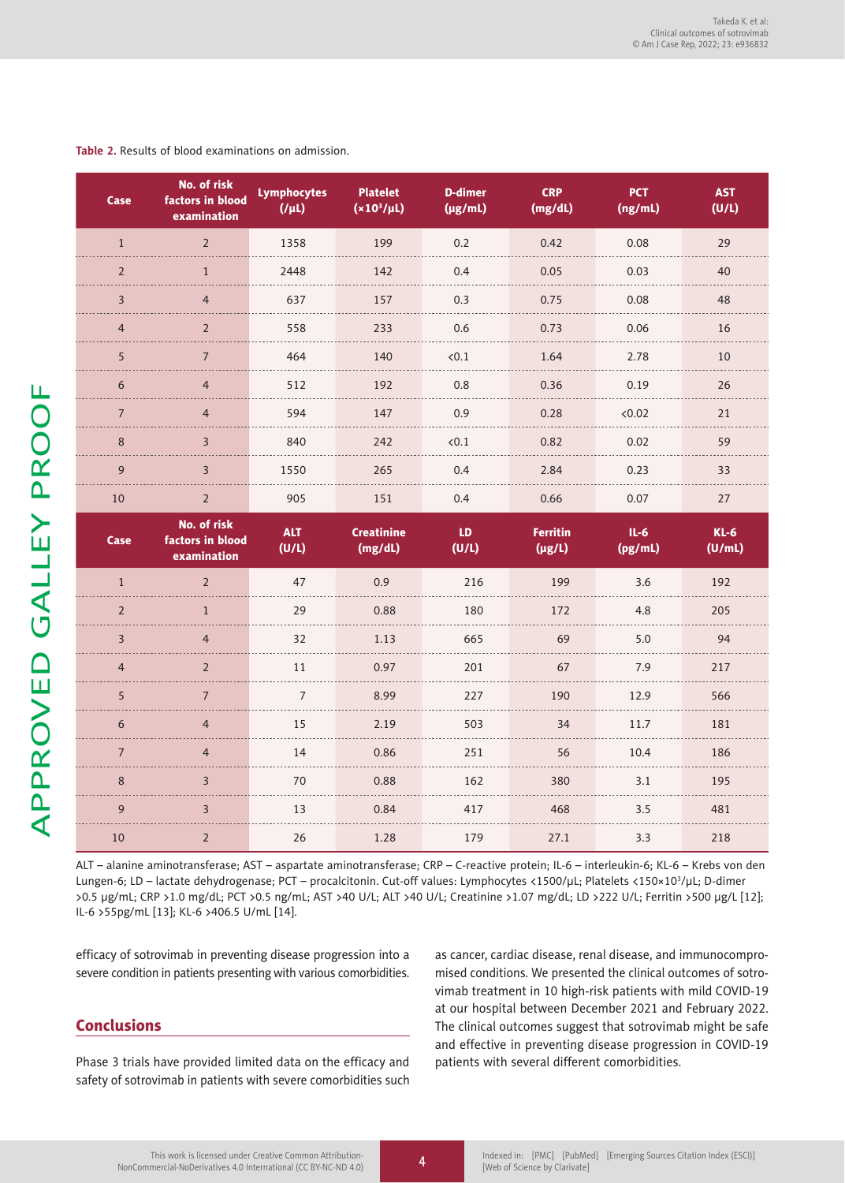**Table 2.** Results of blood examinations on admission.

| Case | No. of risk factors in blood examination | Lymphocytes (/μL) | Platelet ($\times 10^3$/μL) | D-dimer (μg/mL) | CRP (mg/dL) | PCT (ng/mL) | AST (U/L) |
|---|---|---|---|---|---|---|---|
| 1 | 2 | 1358 | 199 | 0.2 | 0.42 | 0.08 | 29 |
| 2 | 1 | 2448 | 142 | 0.4 | 0.05 | 0.03 | 40 |
| 3 | 4 | 637 | 157 | 0.3 | 0.75 | 0.08 | 48 |
| 4 | 2 | 558 | 233 | 0.6 | 0.73 | 0.06 | 16 |
| 5 | 7 | 464 | 140 | <0.1 | 1.64 | 2.78 | 10 |
| 6 | 4 | 512 | 192 | 0.8 | 0.36 | 0.19 | 26 |
| 7 | 4 | 594 | 147 | 0.9 | 0.28 | <0.02 | 21 |
| 8 | 3 | 840 | 242 | <0.1 | 0.82 | 0.02 | 59 |
| 9 | 3 | 1550 | 265 | 0.4 | 2.84 | 0.23 | 33 |
| 10 | 2 | 905 | 151 | 0.4 | 0.66 | 0.07 | 27 |
| **Case** | **No. of risk factors in blood examination** | **ALT (U/L)** | **Creatinine (mg/dL)** | **LD (U/L)** | **Ferritin (μg/L)** | **IL-6 (pg/mL)** | **KL-6 (U/mL)** |
| 1 | 2 | 47 | 0.9 | 216 | 199 | 3.6 | 192 |
| 2 | 1 | 29 | 0.88 | 180 | 172 | 4.8 | 205 |
| 3 | 4 | 32 | 1.13 | 665 | 69 | 5.0 | 94 |
| 4 | 2 | 11 | 0.97 | 201 | 67 | 7.9 | 217 |
| 5 | 7 | 7 | 8.99 | 227 | 190 | 12.9 | 566 |
| 6 | 4 | 15 | 2.19 | 503 | 34 | 11.7 | 181 |
| 7 | 4 | 14 | 0.86 | 251 | 56 | 10.4 | 186 |
| 8 | 3 | 70 | 0.88 | 162 | 380 | 3.1 | 195 |
| 9 | 3 | 13 | 0.84 | 417 | 468 | 3.5 | 481 |
| 10 | 2 | 26 | 1.28 | 179 | 27.1 | 3.3 | 218 |

ALT – alanine aminotransferase; AST – aspartate aminotransferase; CRP – C-reactive protein; IL-6 – interleukin-6; KL-6 – Krebs von den Lungen-6; LD – lactate dehydrogenase; PCT – procalcitonin. Cut-off values: Lymphocytes <1500/μL; Platelets <150×10³/μL; D-dimer >0.5 μg/mL; CRP >1.0 mg/dL; PCT >0.5 ng/mL; AST >40 U/L; ALT >40 U/L; Creatinine >1.07 mg/dL; LD >222 U/L; Ferritin >500 μg/L [12]; IL-6 >55pg/mL [13]; KL-6 >406.5 U/mL [14].

efficacy of sotrovimab in preventing disease progression into a severe condition in patients presenting with various comorbidities.

## Conclusions

Phase 3 trials have provided limited data on the efficacy and safety of sotrovimab in patients with severe comorbidities such as cancer, cardiac disease, renal disease, and immunocompromised conditions. We presented the clinical outcomes of sotrovimab treatment in 10 high-risk patients with mild COVID-19 at our hospital between December 2021 and February 2022. The clinical outcomes suggest that sotrovimab might be safe and effective in preventing disease progression in COVID-19 patients with several different comorbidities.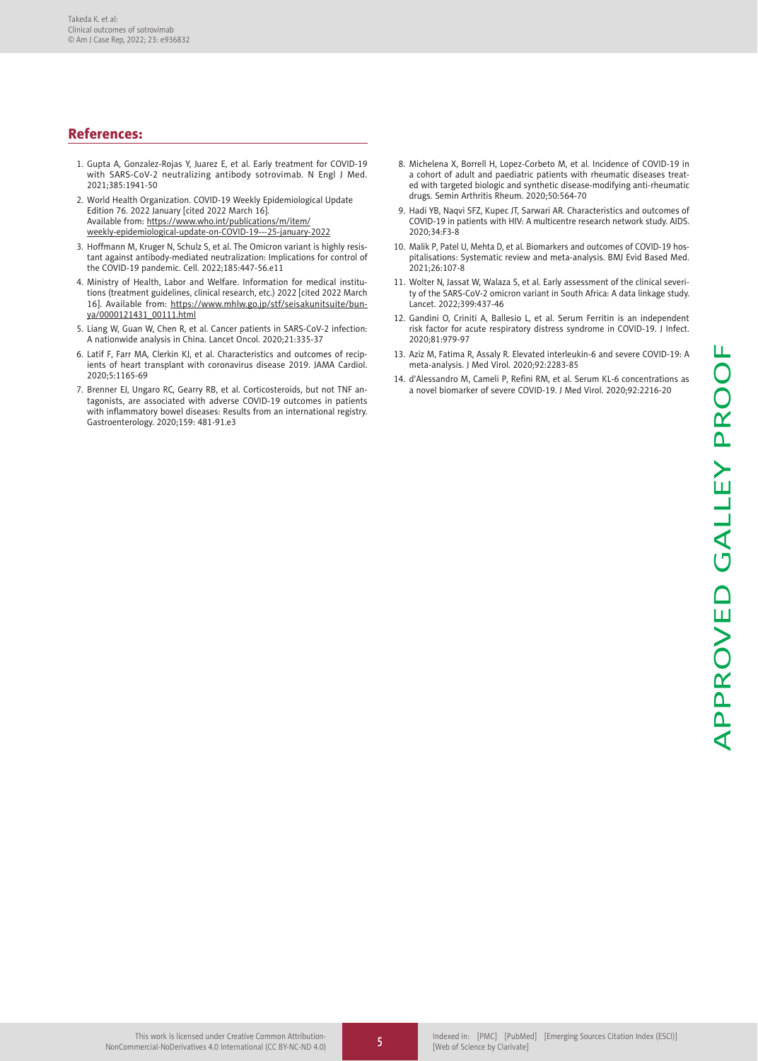## References:

1. Gupta A, Gonzalez-Rojas Y, Juarez E, et al. Early treatment for COVID-19 with SARS-CoV-2 neutralizing antibody sotrovimab. N Engl J Med. 2021;385:1941-50
2. World Health Organization. COVID-19 Weekly Epidemiological Update Edition 76. 2022 January [cited 2022 March 16]. Available from: https://www.who.int/publications/m/item/weekly-epidemiological-update-on-COVID-19---25-january-2022
3. Hoffmann M, Kruger N, Schulz S, et al. The Omicron variant is highly resistant against antibody-mediated neutralization: Implications for control of the COVID-19 pandemic. Cell. 2022;185:447-56.e11
4. Ministry of Health, Labor and Welfare. Information for medical institutions (treatment guidelines, clinical research, etc.) 2022 [cited 2022 March 16]. Available from: https://www.mhlw.go.jp/stf/seisakunitsuite/bunya/0000121431_00111.html
5. Liang W, Guan W, Chen R, et al. Cancer patients in SARS-CoV-2 infection: A nationwide analysis in China. Lancet Oncol. 2020;21:335-37
6. Latif F, Farr MA, Clerkin KJ, et al. Characteristics and outcomes of recipients of heart transplant with coronavirus disease 2019. JAMA Cardiol. 2020;5:1165-69
7. Brenner EJ, Ungaro RC, Gearry RB, et al. Corticosteroids, but not TNF antagonists, are associated with adverse COVID-19 outcomes in patients with inflammatory bowel diseases: Results from an international registry. Gastroenterology. 2020;159: 481-91.e3
8. Michelena X, Borrell H, Lopez-Corbeto M, et al. Incidence of COVID-19 in a cohort of adult and paediatric patients with rheumatic diseases treated with targeted biologic and synthetic disease-modifying anti-rheumatic drugs. Semin Arthritis Rheum. 2020;50:564-70
9. Hadi YB, Naqvi SFZ, Kupec JT, Sarwari AR. Characteristics and outcomes of COVID-19 in patients with HIV: A multicentre research network study. AIDS. 2020;34:F3-8
10. Malik P, Patel U, Mehta D, et al. Biomarkers and outcomes of COVID-19 hospitalisations: Systematic review and meta-analysis. BMJ Evid Based Med. 2021;26:107-8
11. Wolter N, Jassat W, Walaza S, et al. Early assessment of the clinical severity of the SARS-CoV-2 omicron variant in South Africa: A data linkage study. Lancet. 2022;399:437-46
12. Gandini O, Criniti A, Ballesio L, et al. Serum Ferritin is an independent risk factor for acute respiratory distress syndrome in COVID-19. J Infect. 2020;81:979-97
13. Aziz M, Fatima R, Assaly R. Elevated interleukin-6 and severe COVID-19: A meta-analysis. J Med Virol. 2020;92:2283-85
14. d'Alessandro M, Cameli P, Refini RM, et al. Serum KL-6 concentrations as a novel biomarker of severe COVID-19. J Med Virol. 2020;92:2216-20